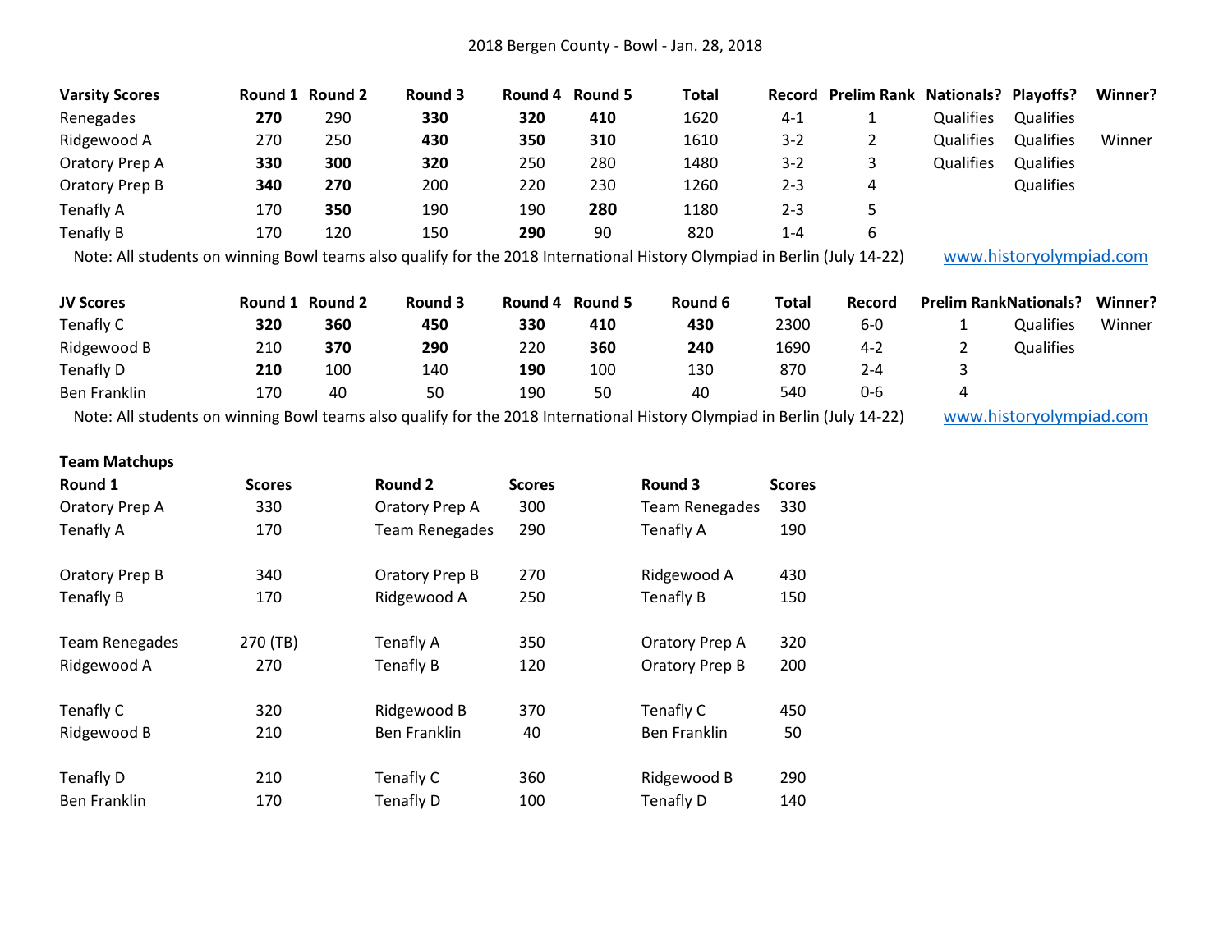# 2018 Bergen County - Bowl - Jan. 28, 2018

| Varsity Scores | Round 1 | Round 2 | Round 3 | Round 4 | Round 5 | Total | Record | Prelim Rank | Nationals? | Playoffs? | Winner? |
|---|---|---|---|---|---|---|---|---|---|---|---|
| Renegades | **270** | 290 | **330** | **320** | **410** | 1620 | 4-1 | 1 | Qualifies | Qualifies | |
| Ridgewood A | 270 | 250 | **430** | **350** | **310** | 1610 | 3-2 | 2 | Qualifies | Qualifies | Winner |
| Oratory Prep A | **330** | **300** | **320** | 250 | 280 | 1480 | 3-2 | 3 | Qualifies | Qualifies | |
| Oratory Prep B | **340** | **270** | 200 | 220 | 230 | 1260 | 2-3 | 4 | | Qualifies | |
| Tenafly A | 170 | **350** | 190 | 190 | **280** | 1180 | 2-3 | 5 | | | |
| Tenafly B | 170 | 120 | 150 | **290** | 90 | 820 | 1-4 | 6 | | | |

Note: All students on winning Bowl teams also qualify for the 2018 International History Olympiad in Berlin (July 14-22) www.historyolympiad.com

| JV Scores | Round 1 | Round 2 | Round 3 | Round 4 | Round 5 | Round 6 | Total | Record | Prelim Rank | Nationals? | Winner? |
|---|---|---|---|---|---|---|---|---|---|---|---|
| Tenafly C | **320** | **360** | **450** | **330** | **410** | **430** | 2300 | 6-0 | 1 | Qualifies | Winner |
| Ridgewood B | 210 | **370** | **290** | 220 | **360** | **240** | 1690 | 4-2 | 2 | Qualifies | |
| Tenafly D | **210** | 100 | 140 | **190** | 100 | 130 | 870 | 2-4 | 3 | | |
| Ben Franklin | 170 | 40 | 50 | 190 | 50 | 40 | 540 | 0-6 | 4 | | |

Note: All students on winning Bowl teams also qualify for the 2018 International History Olympiad in Berlin (July 14-22) www.historyolympiad.com

## Team Matchups

| Round 1 | Scores | Round 2 | Scores | Round 3 | Scores |
|---|---|---|---|---|---|
| Oratory Prep A | 330 | Oratory Prep A | 300 | Team Renegades | 330 |
| Tenafly A | 170 | Team Renegades | 290 | Tenafly A | 190 |
| | | | | | |
| Oratory Prep B | 340 | Oratory Prep B | 270 | Ridgewood A | 430 |
| Tenafly B | 170 | Ridgewood A | 250 | Tenafly B | 150 |
| | | | | | |
| Team Renegades | 270 (TB) | Tenafly A | 350 | Oratory Prep A | 320 |
| Ridgewood A | 270 | Tenafly B | 120 | Oratory Prep B | 200 |
| | | | | | |
| Tenafly C | 320 | Ridgewood B | 370 | Tenafly C | 450 |
| Ridgewood B | 210 | Ben Franklin | 40 | Ben Franklin | 50 |
| | | | | | |
| Tenafly D | 210 | Tenafly C | 360 | Ridgewood B | 290 |
| Ben Franklin | 170 | Tenafly D | 100 | Tenafly D | 140 |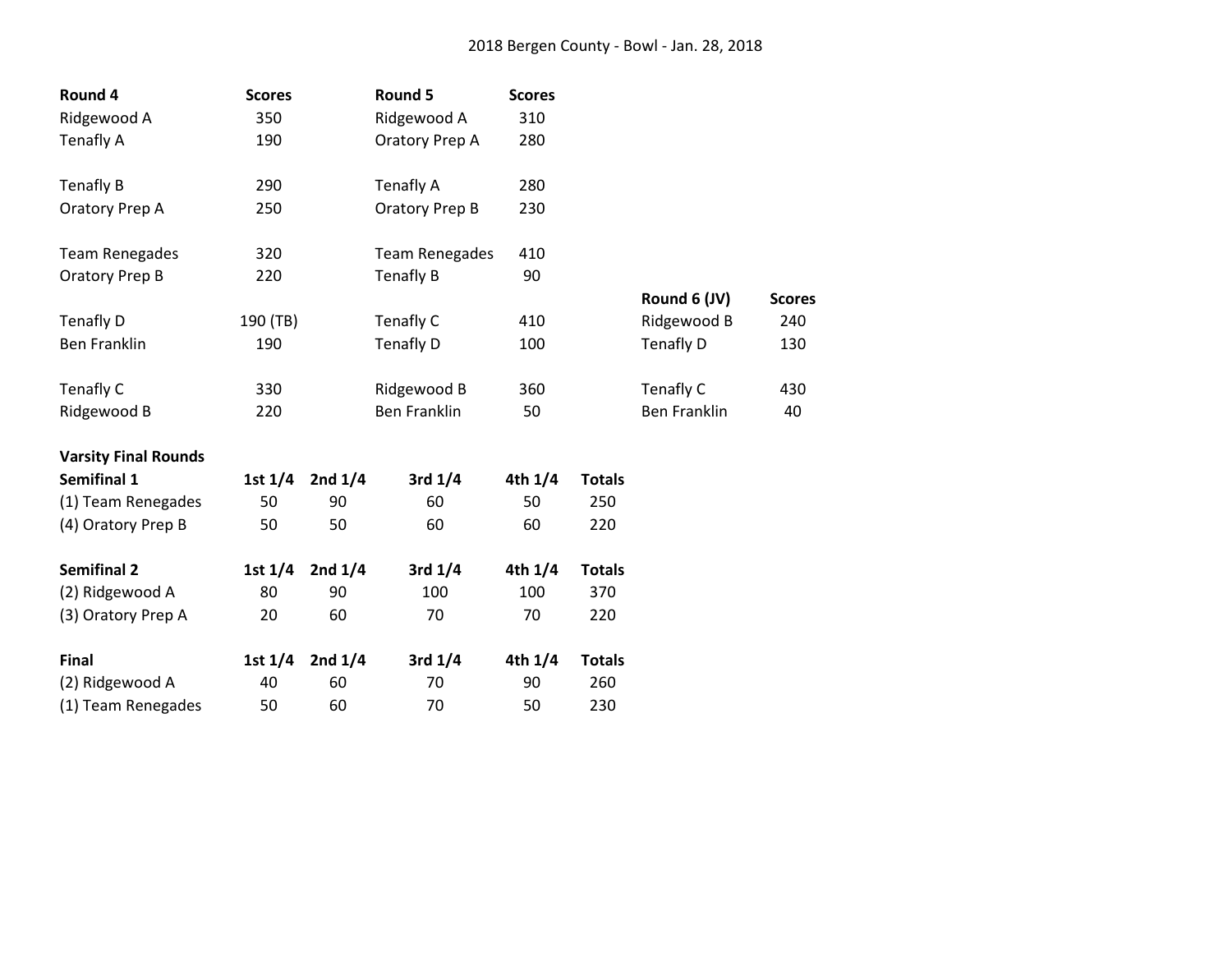2018 Bergen County - Bowl - Jan. 28, 2018

| Round 4 | Scores | Round 5 | Scores |
|---|---|---|---|
| Ridgewood A | 350 | Ridgewood A | 310 |
| Tenafly A | 190 | Oratory Prep A | 280 |
| | | | |
| Tenafly B | 290 | Tenafly A | 280 |
| Oratory Prep A | 250 | Oratory Prep B | 230 |
| | | | |
| Team Renegades | 320 | Team Renegades | 410 |
| Oratory Prep B | 220 | Tenafly B | 90 |
| | | | |
| Tenafly D | 190 (TB) | Tenafly C | 410 |
| Ben Franklin | 190 | Tenafly D | 100 |
| | | | |
| Tenafly C | 330 | Ridgewood B | 360 |
| Ridgewood B | 220 | Ben Franklin | 50 |

| Round 6 (JV) | Scores |
|---|---|
| Ridgewood B | 240 |
| Tenafly D | 130 |
| | |
| Tenafly C | 430 |
| Ben Franklin | 40 |

**Varsity Final Rounds**

| Semifinal 1 | 1st 1/4 | 2nd 1/4 | 3rd 1/4 | 4th 1/4 | Totals |
|---|---|---|---|---|---|
| (1) Team Renegades | 50 | 90 | 60 | 50 | 250 |
| (4) Oratory Prep B | 50 | 50 | 60 | 60 | 220 |

| Semifinal 2 | 1st 1/4 | 2nd 1/4 | 3rd 1/4 | 4th 1/4 | Totals |
|---|---|---|---|---|---|
| (2) Ridgewood A | 80 | 90 | 100 | 100 | 370 |
| (3) Oratory Prep A | 20 | 60 | 70 | 70 | 220 |

| Final | 1st 1/4 | 2nd 1/4 | 3rd 1/4 | 4th 1/4 | Totals |
|---|---|---|---|---|---|
| (2) Ridgewood A | 40 | 60 | 70 | 90 | 260 |
| (1) Team Renegades | 50 | 60 | 70 | 50 | 230 |